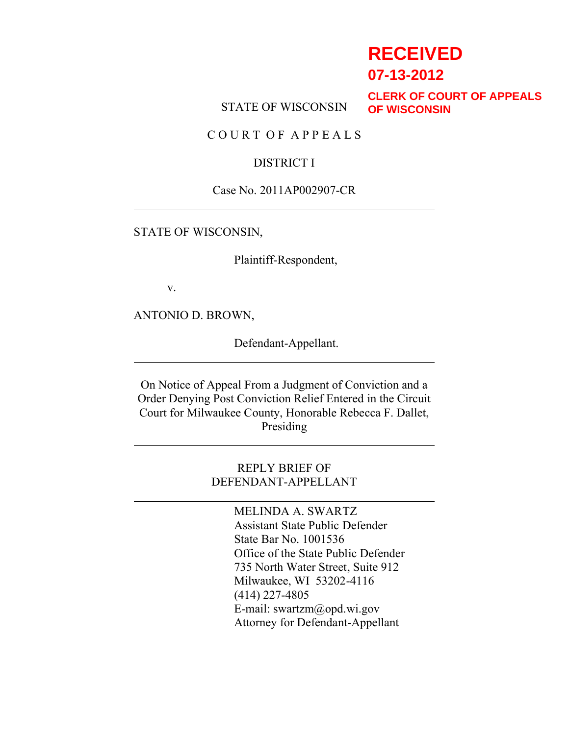**RECEIVED**
**07-13-2012**
**CLERK OF COURT OF APPEALS OF WISCONSIN**

STATE OF WISCONSIN

C O U R T  O F  A P P E A L S

DISTRICT I

Case No. 2011AP002907-CR

---

STATE OF WISCONSIN,

Plaintiff-Respondent,

v.

ANTONIO D. BROWN,

Defendant-Appellant.

---

On Notice of Appeal From a Judgment of Conviction and a Order Denying Post Conviction Relief Entered in the Circuit Court for Milwaukee County, Honorable Rebecca F. Dallet, Presiding

---

REPLY BRIEF OF DEFENDANT-APPELLANT

---

MELINDA A. SWARTZ
Assistant State Public Defender
State Bar No. 1001536
Office of the State Public Defender
735 North Water Street, Suite 912
Milwaukee, WI 53202-4116
(414) 227-4805
E-mail: swartzm@opd.wi.gov
Attorney for Defendant-Appellant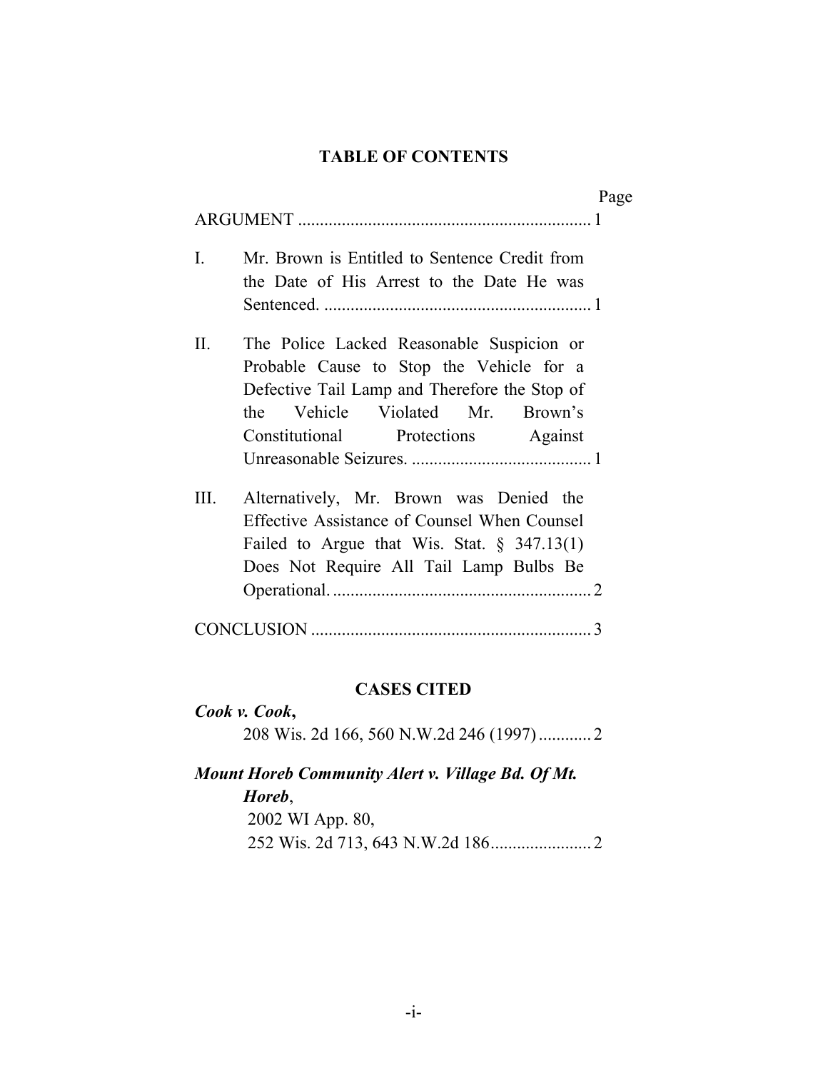## TABLE OF CONTENTS

Page

ARGUMENT .................................................................. 1

I. Mr. Brown is Entitled to Sentence Credit from the Date of His Arrest to the Date He was Sentenced. ............................................................ 1

II. The Police Lacked Reasonable Suspicion or Probable Cause to Stop the Vehicle for a Defective Tail Lamp and Therefore the Stop of the Vehicle Violated Mr. Brown's Constitutional Protections Against Unreasonable Seizures. ......................................... 1

III. Alternatively, Mr. Brown was Denied the Effective Assistance of Counsel When Counsel Failed to Argue that Wis. Stat. § 347.13(1) Does Not Require All Tail Lamp Bulbs Be Operational. .......................................................... 2

CONCLUSION ............................................................... 3

## CASES CITED

***Cook v. Cook*,**
208 Wis. 2d 166, 560 N.W.2d 246 (1997) ............ 2

***Mount Horeb Community Alert v. Village Bd. Of Mt. Horeb*,**
2002 WI App. 80,
252 Wis. 2d 713, 643 N.W.2d 186....................... 2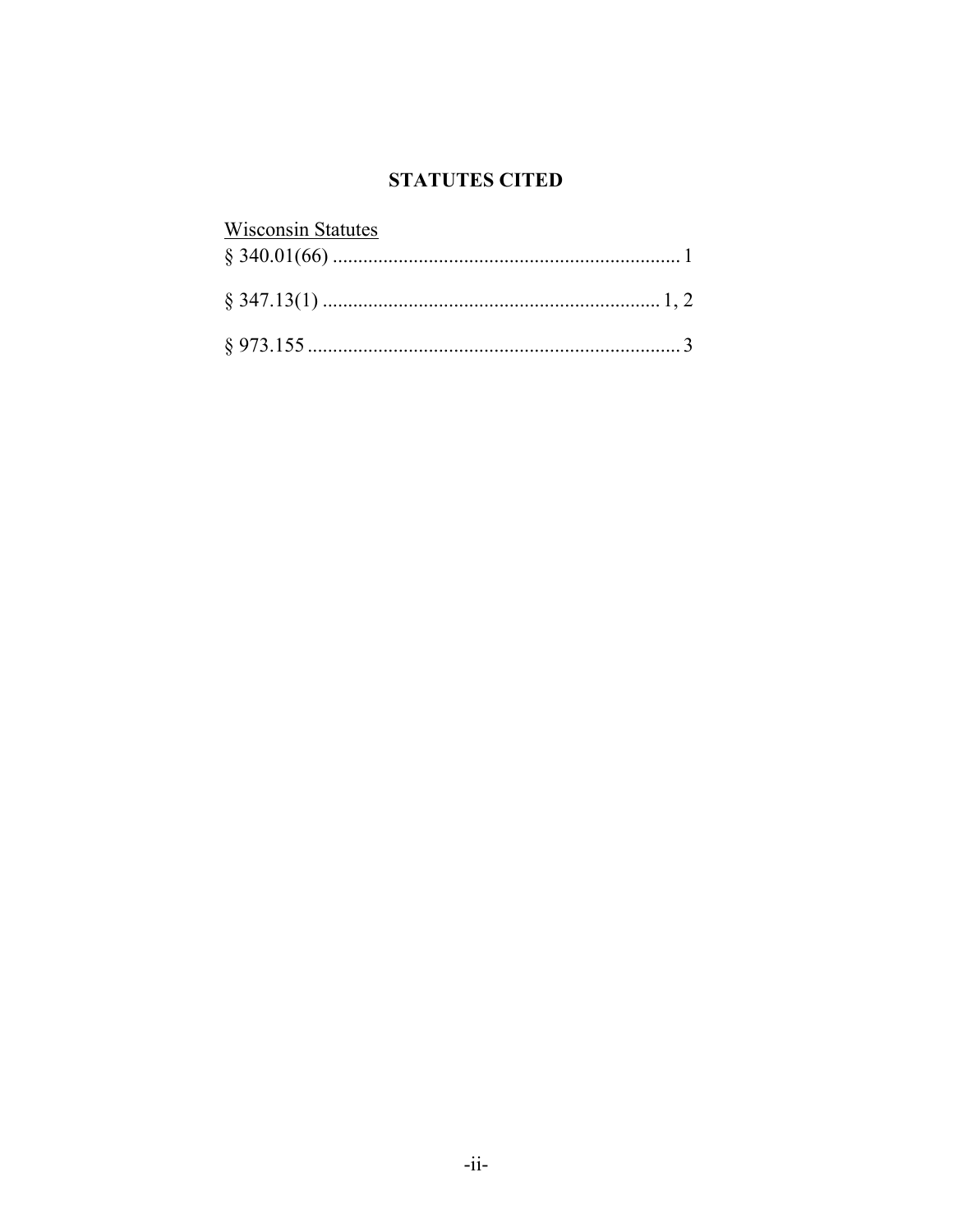## STATUTES CITED

Wisconsin Statutes

§ 340.01(66) ..................................................................... 1

§ 347.13(1) ................................................................... 1, 2

§ 973.155 .......................................................................... 3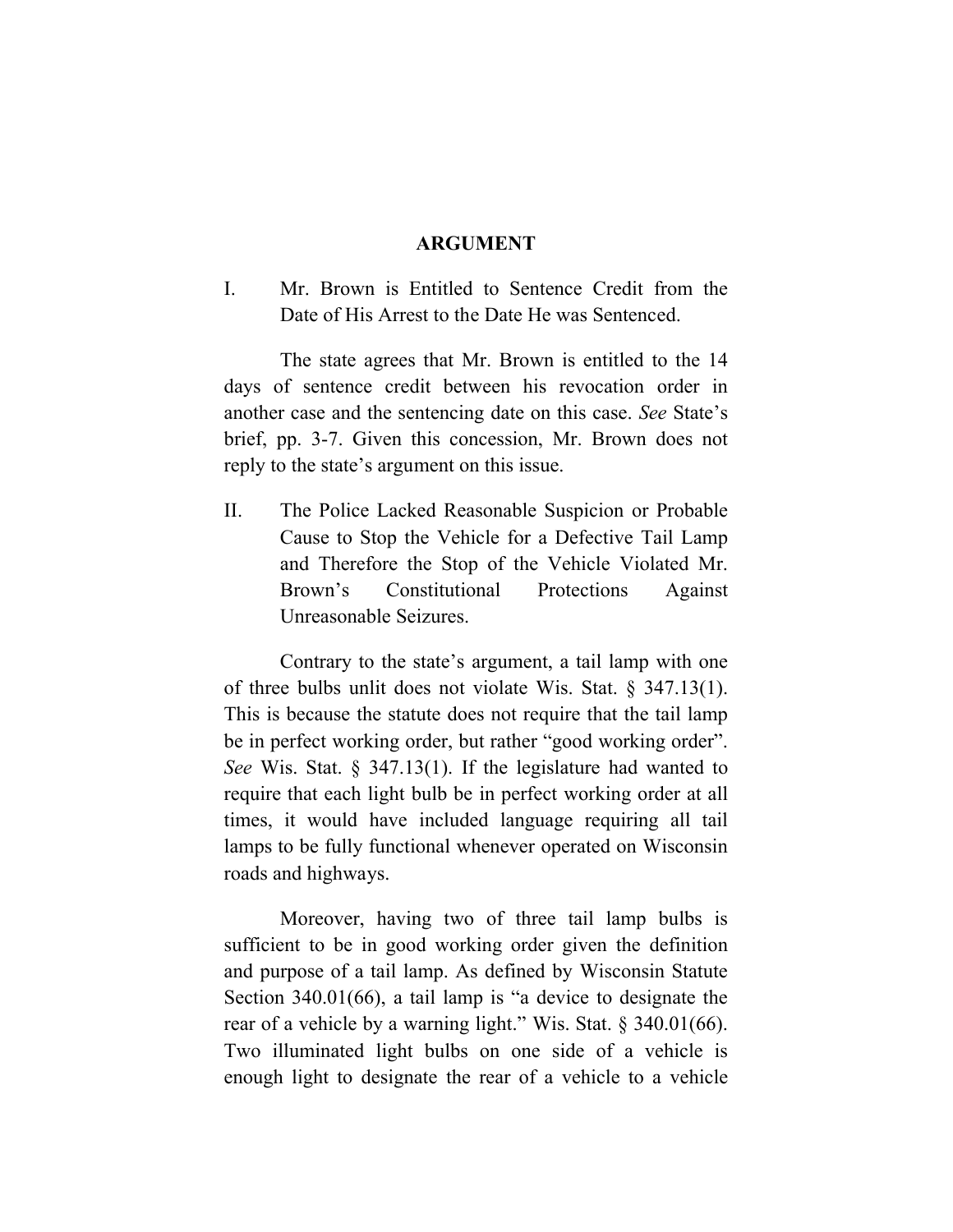## ARGUMENT

I. Mr. Brown is Entitled to Sentence Credit from the Date of His Arrest to the Date He was Sentenced.

The state agrees that Mr. Brown is entitled to the 14 days of sentence credit between his revocation order in another case and the sentencing date on this case. *See* State's brief, pp. 3-7. Given this concession, Mr. Brown does not reply to the state's argument on this issue.

II. The Police Lacked Reasonable Suspicion or Probable Cause to Stop the Vehicle for a Defective Tail Lamp and Therefore the Stop of the Vehicle Violated Mr. Brown's Constitutional Protections Against Unreasonable Seizures.

Contrary to the state's argument, a tail lamp with one of three bulbs unlit does not violate Wis. Stat. § 347.13(1). This is because the statute does not require that the tail lamp be in perfect working order, but rather "good working order". *See* Wis. Stat. § 347.13(1). If the legislature had wanted to require that each light bulb be in perfect working order at all times, it would have included language requiring all tail lamps to be fully functional whenever operated on Wisconsin roads and highways.

Moreover, having two of three tail lamp bulbs is sufficient to be in good working order given the definition and purpose of a tail lamp. As defined by Wisconsin Statute Section 340.01(66), a tail lamp is "a device to designate the rear of a vehicle by a warning light." Wis. Stat. § 340.01(66). Two illuminated light bulbs on one side of a vehicle is enough light to designate the rear of a vehicle to a vehicle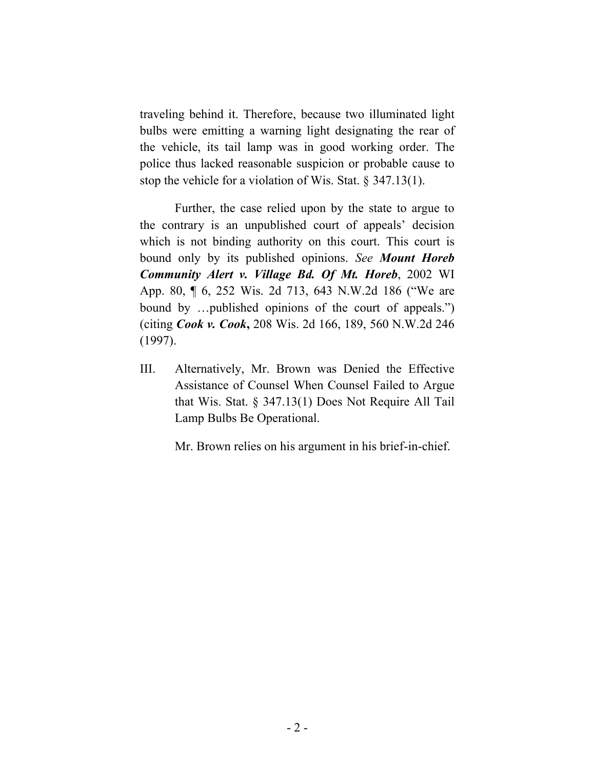traveling behind it. Therefore, because two illuminated light bulbs were emitting a warning light designating the rear of the vehicle, its tail lamp was in good working order. The police thus lacked reasonable suspicion or probable cause to stop the vehicle for a violation of Wis. Stat. § 347.13(1).

Further, the case relied upon by the state to argue to the contrary is an unpublished court of appeals' decision which is not binding authority on this court. This court is bound only by its published opinions. *See* ***Mount Horeb Community Alert v. Village Bd. Of Mt. Horeb***, 2002 WI App. 80, ¶ 6, 252 Wis. 2d 713, 643 N.W.2d 186 ("We are bound by …published opinions of the court of appeals.") (citing ***Cook v. Cook*****,** 208 Wis. 2d 166, 189, 560 N.W.2d 246 (1997).

III. Alternatively, Mr. Brown was Denied the Effective Assistance of Counsel When Counsel Failed to Argue that Wis. Stat. § 347.13(1) Does Not Require All Tail Lamp Bulbs Be Operational.

Mr. Brown relies on his argument in his brief-in-chief.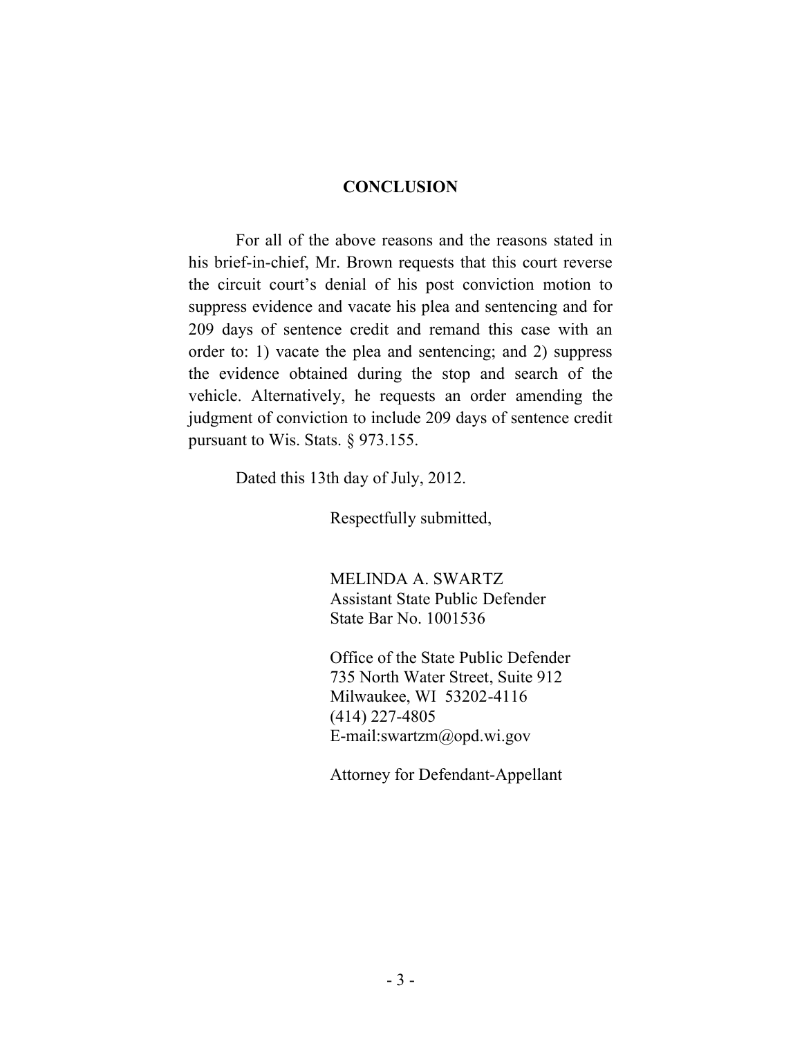## CONCLUSION

For all of the above reasons and the reasons stated in his brief-in-chief, Mr. Brown requests that this court reverse the circuit court's denial of his post conviction motion to suppress evidence and vacate his plea and sentencing and for 209 days of sentence credit and remand this case with an order to: 1) vacate the plea and sentencing; and 2) suppress the evidence obtained during the stop and search of the vehicle. Alternatively, he requests an order amending the judgment of conviction to include 209 days of sentence credit pursuant to Wis. Stats. § 973.155.

Dated this 13th day of July, 2012.

Respectfully submitted,

MELINDA A. SWARTZ
Assistant State Public Defender
State Bar No. 1001536

Office of the State Public Defender
735 North Water Street, Suite 912
Milwaukee, WI 53202-4116
(414) 227-4805
E-mail:swartzm@opd.wi.gov

Attorney for Defendant-Appellant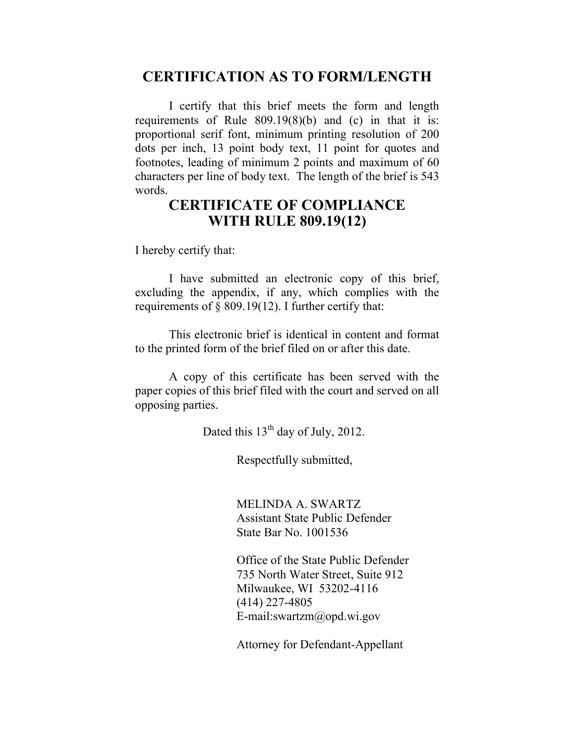## CERTIFICATION AS TO FORM/LENGTH

I certify that this brief meets the form and length requirements of Rule 809.19(8)(b) and (c) in that it is: proportional serif font, minimum printing resolution of 200 dots per inch, 13 point body text, 11 point for quotes and footnotes, leading of minimum 2 points and maximum of 60 characters per line of body text. The length of the brief is 543 words.

## CERTIFICATE OF COMPLIANCE WITH RULE 809.19(12)

I hereby certify that:

I have submitted an electronic copy of this brief, excluding the appendix, if any, which complies with the requirements of § 809.19(12). I further certify that:

This electronic brief is identical in content and format to the printed form of the brief filed on or after this date.

A copy of this certificate has been served with the paper copies of this brief filed with the court and served on all opposing parties.

Dated this 13th day of July, 2012.

Respectfully submitted,

MELINDA A. SWARTZ
Assistant State Public Defender
State Bar No. 1001536

Office of the State Public Defender
735 North Water Street, Suite 912
Milwaukee, WI 53202-4116
(414) 227-4805
E-mail:swartzm@opd.wi.gov

Attorney for Defendant-Appellant